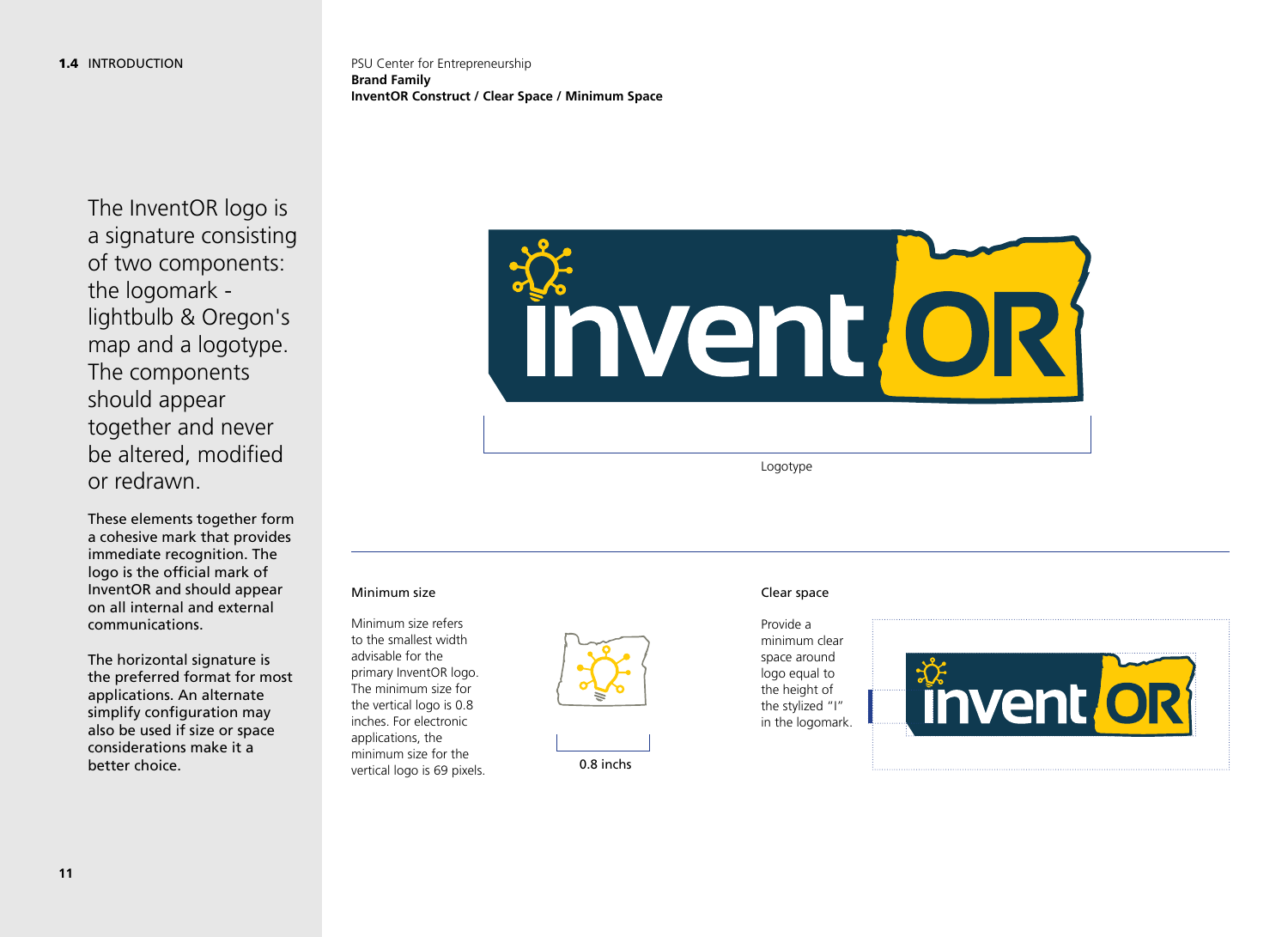**1.4** INTRODUCTION

PSU Center for Entrepreneurship
**Brand Family**
**InventOR Construct / Clear Space / Minimum Space**

The InventOR logo is a signature consisting of two components: the logomark - lightbulb & Oregon's map and a logotype. The components should appear together and never be altered, modified or redrawn.

These elements together form a cohesive mark that provides immediate recognition. The logo is the official mark of InventOR and should appear on all internal and external communications.

The horizontal signature is the preferred format for most applications. An alternate simplify configuration may also be used if size or space considerations make it a better choice.

Logotype

### Minimum size

Minimum size refers to the smallest width advisable for the primary InventOR logo. The minimum size for the vertical logo is 0.8 inches. For electronic applications, the minimum size for the vertical logo is 69 pixels.

0.8 inchs

### Clear space

Provide a minimum clear space around logo equal to the height of the stylized "I" in the logomark.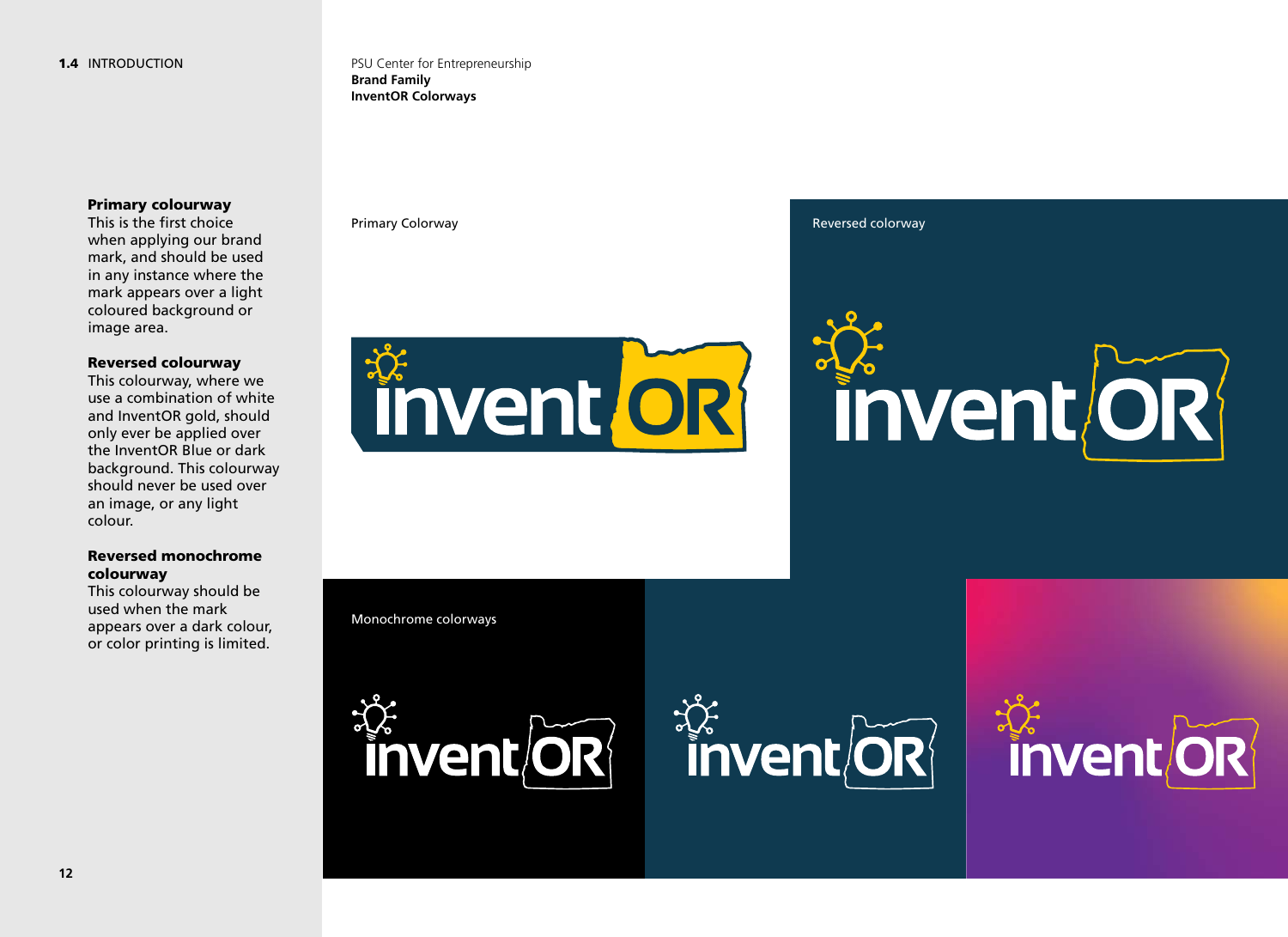1.4 INTRODUCTION

PSU Center for Entrepreneurship
**Brand Family**
**InventOR Colorways**

**Primary colourway**
This is the first choice when applying our brand mark, and should be used in any instance where the mark appears over a light coloured background or image area.

**Reversed colourway**
This colourway, where we use a combination of white and InventOR gold, should only ever be applied over the InventOR Blue or dark background. This colourway should never be used over an image, or any light colour.

**Reversed monochrome colourway**
This colourway should be used when the mark appears over a dark colour, or color printing is limited.

Primary Colorway

Reversed colorway

Monochrome colorways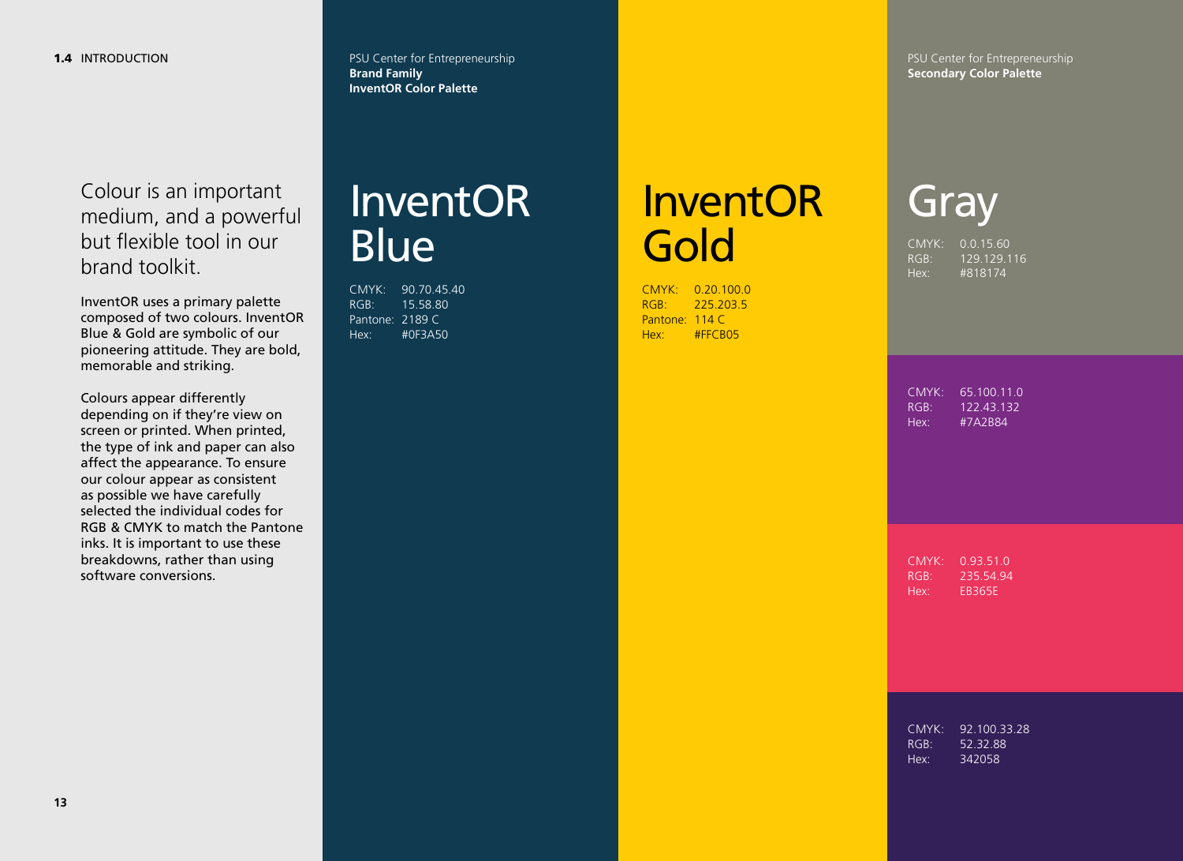1.4 INTRODUCTION

Colour is an important medium, and a powerful but flexible tool in our brand toolkit.

InventOR uses a primary palette composed of two colours. InventOR Blue & Gold are symbolic of our pioneering attitude. They are bold, memorable and striking.

Colours appear differently depending on if they're view on screen or printed. When printed, the type of ink and paper can also affect the appearance. To ensure our colour appear as consistent as possible we have carefully selected the individual codes for RGB & CMYK to match the Pantone inks. It is important to use these breakdowns, rather than using software conversions.

PSU Center for Entrepreneurship
**Brand Family**
**InventOR Color Palette**

# InventOR Blue

CMYK: 90.70.45.40
RGB: 15.58.80
Pantone: 2189 C
Hex: #0F3A50

# InventOR Gold

CMYK: 0.20.100.0
RGB: 225.203.5
Pantone: 114 C
Hex: #FFCB05

PSU Center for Entrepreneurship
**Secondary Color Palette**

# Gray

CMYK: 0.0.15.60
RGB: 129.129.116
Hex: #818174

CMYK: 65.100.11.0
RGB: 122.43.132
Hex: #7A2B84

CMYK: 0.93.51.0
RGB: 235.54.94
Hex: EB365E

CMYK: 92.100.33.28
RGB: 52.32.88
Hex: 342058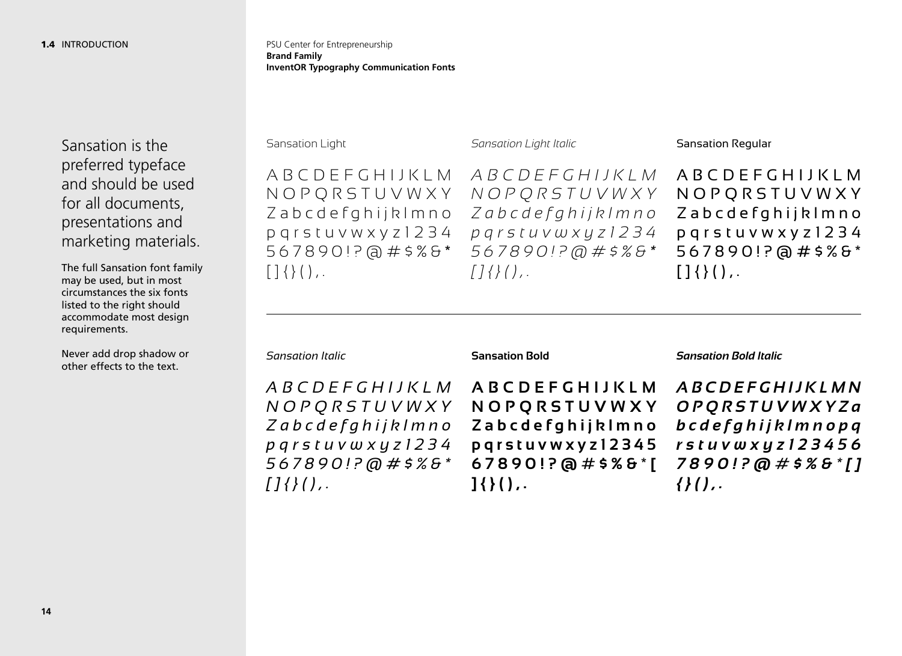1.4 INTRODUCTION

PSU Center for Entrepreneurship
**Brand Family**
**InventOR Typography Communication Fonts**

Sansation is the preferred typeface and should be used for all documents, presentations and marketing materials.

The full Sansation font family may be used, but in most circumstances the six fonts listed to the right should accommodate most design requirements.

Never add drop shadow or other effects to the text.

Sansation Light

A B C D E F G H I J K L M
N O P Q R S T U V W X Y
Z a b c d e f g h i j k l m n o
p q r s t u v w x y z 1 2 3 4
5 6 7 8 9 0 ! ? @ # $ % & *
[ ] { } ( ) , .

*Sansation Light Italic*

*A B C D E F G H I J K L M*
*N O P Q R S T U V W X Y*
*Z a b c d e f g h i j k l m n o*
*p q r s t u v w x y z 1 2 3 4*
*5 6 7 8 9 0 ! ? @ # $ % & **
*[ ] { } ( ) , .*

Sansation Regular

A B C D E F G H I J K L M
N O P Q R S T U V W X Y
Z a b c d e f g h i j k l m n o
p q r s t u v w x y z 1 2 3 4
5 6 7 8 9 0 ! ? @ # $ % & *
[ ] { } ( ) , .

*Sansation Italic*

*A B C D E F G H I J K L M*
*N O P Q R S T U V W X Y*
*Z a b c d e f g h i j k l m n o*
*p q r s t u v w x y z 1 2 3 4*
*5 6 7 8 9 0 ! ? @ # $ % & **
*[ ] { } ( ) , .*

**Sansation Bold**

**A B C D E F G H I J K L M**
**N O P Q R S T U V W X Y**
**Z a b c d e f g h i j k l m n o**
**p q r s t u v w x y z 1 2 3 4 5**
**6 7 8 9 0 ! ? @ # $ % & * [**
**] { } ( ) , .**

***Sansation Bold Italic***

***A B C D E F G H I J K L M N***
***O P Q R S T U V W X Y Z a***
***b c d e f g h i j k l m n o p q***
***r s t u v w x y z 1 2 3 4 5 6***
***7 8 9 0 ! ? @ # $ % & * [ ]***
***{ } ( ) , .***